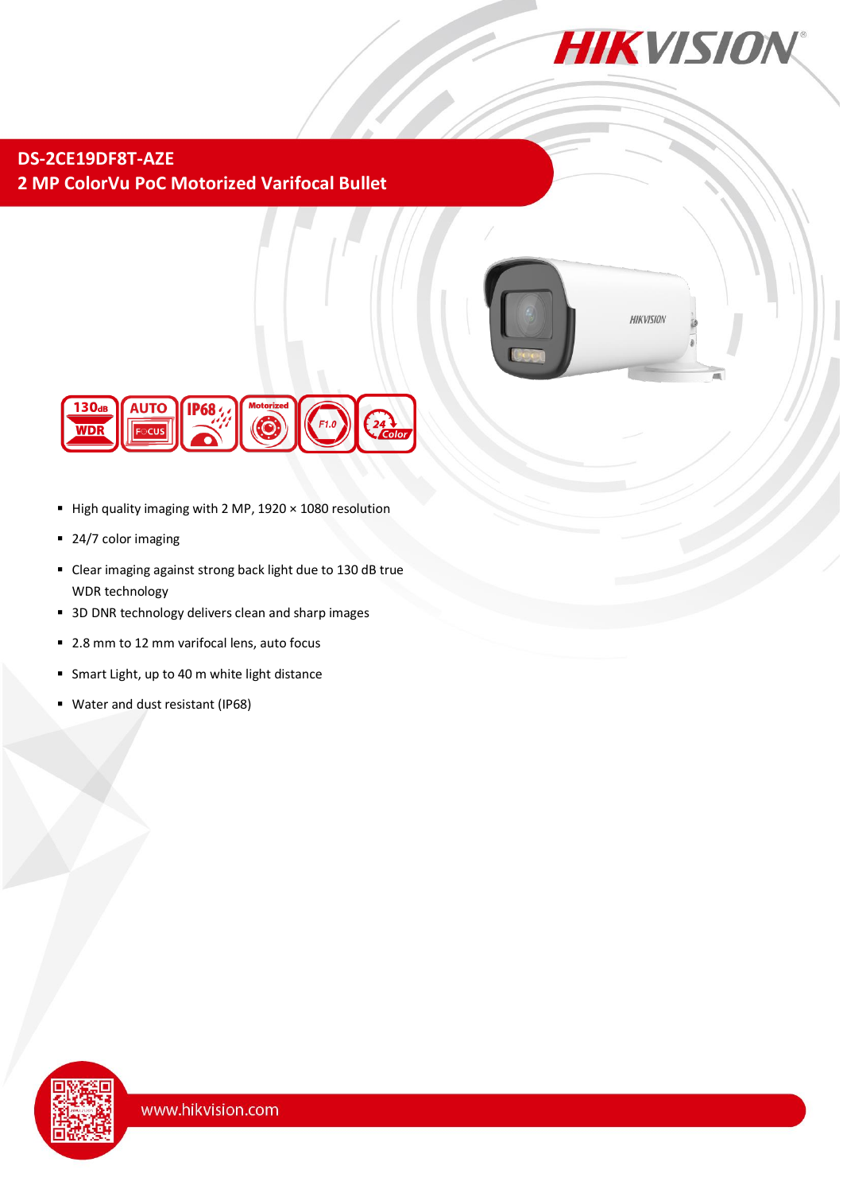# DS-2CE19DF8T-AZE

## 2 MP ColorVu PoC Motorized Varifocal Bullet

- High quality imaging with 2 MP, 1920 × 1080 resolution
- 24/7 color imaging
- Clear imaging against strong back light due to 130 dB true WDR technology
- 3D DNR technology delivers clean and sharp images
- 2.8 mm to 12 mm varifocal lens, auto focus
- Smart Light, up to 40 m white light distance
- Water and dust resistant (IP68)

www.hikvision.com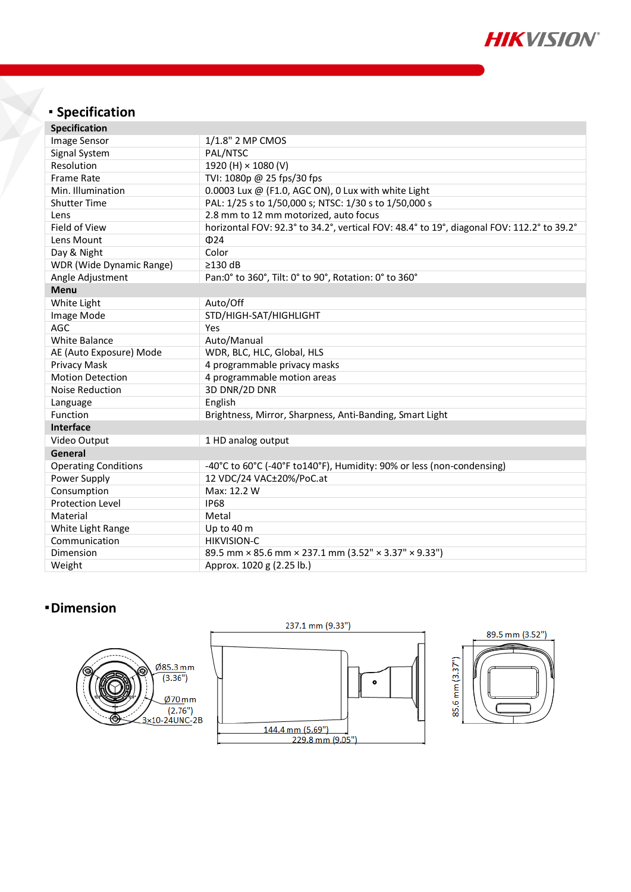## Specification

| Specification | |
|---|---|
| Image Sensor | 1/1.8" 2 MP CMOS |
| Signal System | PAL/NTSC |
| Resolution | 1920 (H) × 1080 (V) |
| Frame Rate | TVI: 1080p @ 25 fps/30 fps |
| Min. Illumination | 0.0003 Lux @ (F1.0, AGC ON), 0 Lux with white Light |
| Shutter Time | PAL: 1/25 s to 1/50,000 s; NTSC: 1/30 s to 1/50,000 s |
| Lens | 2.8 mm to 12 mm motorized, auto focus |
| Field of View | horizontal FOV: 92.3° to 34.2°, vertical FOV: 48.4° to 19°, diagonal FOV: 112.2° to 39.2° |
| Lens Mount | Φ24 |
| Day & Night | Color |
| WDR (Wide Dynamic Range) | ≥130 dB |
| Angle Adjustment | Pan:0° to 360°, Tilt: 0° to 90°, Rotation: 0° to 360° |
| **Menu** | |
| White Light | Auto/Off |
| Image Mode | STD/HIGH-SAT/HIGHLIGHT |
| AGC | Yes |
| White Balance | Auto/Manual |
| AE (Auto Exposure) Mode | WDR, BLC, HLC, Global, HLS |
| Privacy Mask | 4 programmable privacy masks |
| Motion Detection | 4 programmable motion areas |
| Noise Reduction | 3D DNR/2D DNR |
| Language | English |
| Function | Brightness, Mirror, Sharpness, Anti-Banding, Smart Light |
| **Interface** | |
| Video Output | 1 HD analog output |
| **General** | |
| Operating Conditions | -40°C to 60°C (-40°F to140°F), Humidity: 90% or less (non-condensing) |
| Power Supply | 12 VDC/24 VAC±20%/PoC.at |
| Consumption | Max: 12.2 W |
| Protection Level | IP68 |
| Material | Metal |
| White Light Range | Up to 40 m |
| Communication | HIKVISION-C |
| Dimension | 89.5 mm × 85.6 mm × 237.1 mm (3.52" × 3.37" × 9.33") |
| Weight | Approx. 1020 g (2.25 lb.) |

## Dimension

Ø85.3 mm (3.36")
Ø70 mm (2.76")
3×10-24UNC-2B

237.1 mm (9.33")
144.4 mm (5.69")
229.8 mm (9.05")

89.5 mm (3.52")
85.6 mm (3.37")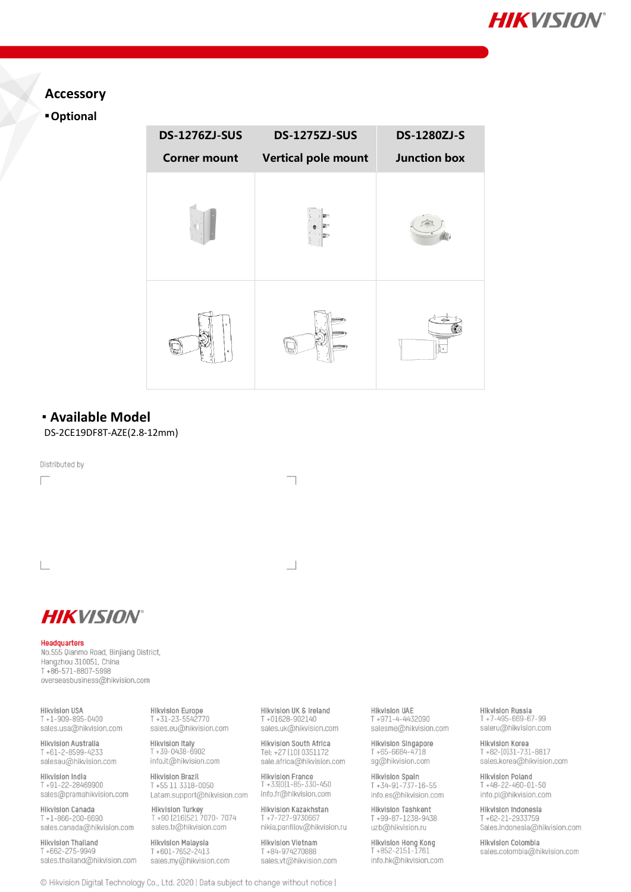## Accessory

### ▪ Optional

| DS-1276ZJ-SUS | DS-1275ZJ-SUS | DS-1280ZJ-S |
|---|---|---|
| Corner mount | Vertical pole mount | Junction box |

### ▪ Available Model

DS-2CE19DF8T-AZE(2.8-12mm)

Distributed by

**Headquarters**
No.555 Qianmo Road, Binjiang District,
Hangzhou 310051, China
T +86-571-8807-5998
overseasbusiness@hikvision.com

**Hikvision USA**
T +1-909-895-0400
sales.usa@hikvision.com

**Hikvision Australia**
T +61-2-8599-4233
salesau@hikvision.com

**Hikvision India**
T +91-22-28469900
sales@pramahikvision.com

**Hikvision Canada**
T +1-866-200-6690
sales.canada@hikvision.com

**Hikvision Thailand**
T +662-275-9949
sales.thailand@hikvision.com

**Hikvision Europe**
T +31-23-5542770
sales.eu@hikvision.com

**Hikvision Italy**
T +39-0438-6902
info.it@hikvision.com

**Hikvision Brazil**
T +55 11 3318-0050
Latam.support@hikvision.com

**Hikvision Turkey**
T +90 (216)521 7070- 7074
sales.tr@hikvision.com

**Hikvision Malaysia**
T +601-7652-2413
sales.my@hikvision.com

**Hikvision UK & Ireland**
T +01628-902140
sales.uk@hikvision.com

**Hikvision South Africa**
Tel: +27 (10) 0351172
sale.africa@hikvision.com

**Hikvision France**
T +33(0)1-85-330-450
info.fr@hikvision.com

**Hikvision Kazakhstan**
T +7-727-9730667
nikia.panfilov@hikvision.ru

**Hikvision Vietnam**
T +84-974270888
sales.vt@hikvision.com

**Hikvision UAE**
T +971-4-4432090
salesme@hikvision.com

**Hikvision Singapore**
T +65-6684-4718
sg@hikvision.com

**Hikvision Spain**
T +34-91-737-16-55
info.es@hikvision.com

**Hikvision Tashkent**
T +99-87-1238-9438
uzb@hikvision.ru

**Hikvision Hong Kong**
T +852-2151-1761
info.hk@hikvision.com

**Hikvision Russia**
T +7-495-669-67-99
saleru@hikvision.com

**Hikvision Korea**
T +82-(0)31-731-8817
sales.korea@hikvision.com

**Hikvision Poland**
T +48-22-460-01-50
info.pl@hikvision.com

**Hikvision Indonesia**
T +62-21-2933759
Sales.Indonesia@hikvision.com

**Hikvision Colombia**
sales.colombia@hikvision.com

© Hikvision Digital Technology Co., Ltd. 2020 | Data subject to change without notice |